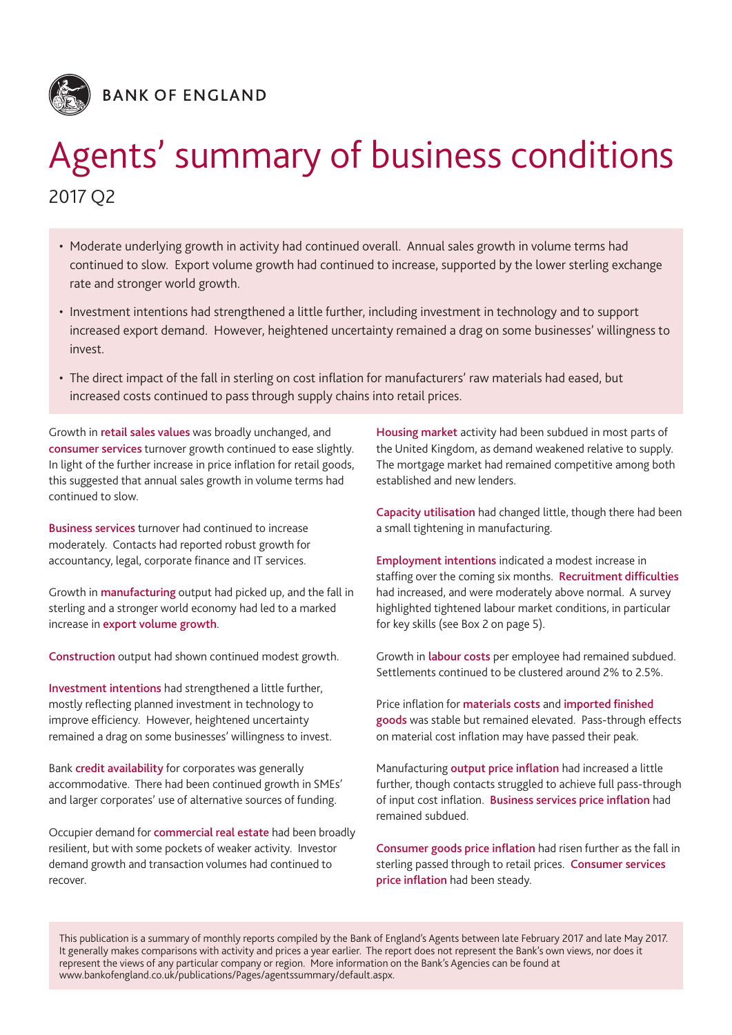BANK OF ENGLAND

# Agents' summary of business conditions

2017 Q2

- Moderate underlying growth in activity had continued overall. Annual sales growth in volume terms had continued to slow. Export volume growth had continued to increase, supported by the lower sterling exchange rate and stronger world growth.
- Investment intentions had strengthened a little further, including investment in technology and to support increased export demand. However, heightened uncertainty remained a drag on some businesses' willingness to invest.
- The direct impact of the fall in sterling on cost inflation for manufacturers' raw materials had eased, but increased costs continued to pass through supply chains into retail prices.

Growth in **retail sales values** was broadly unchanged, and **consumer services** turnover growth continued to ease slightly. In light of the further increase in price inflation for retail goods, this suggested that annual sales growth in volume terms had continued to slow.

**Business services** turnover had continued to increase moderately. Contacts had reported robust growth for accountancy, legal, corporate finance and IT services.

Growth in **manufacturing** output had picked up, and the fall in sterling and a stronger world economy had led to a marked increase in **export volume growth**.

**Construction** output had shown continued modest growth.

**Investment intentions** had strengthened a little further, mostly reflecting planned investment in technology to improve efficiency. However, heightened uncertainty remained a drag on some businesses' willingness to invest.

Bank **credit availability** for corporates was generally accommodative. There had been continued growth in SMEs' and larger corporates' use of alternative sources of funding.

Occupier demand for **commercial real estate** had been broadly resilient, but with some pockets of weaker activity. Investor demand growth and transaction volumes had continued to recover.

**Housing market** activity had been subdued in most parts of the United Kingdom, as demand weakened relative to supply. The mortgage market had remained competitive among both established and new lenders.

**Capacity utilisation** had changed little, though there had been a small tightening in manufacturing.

**Employment intentions** indicated a modest increase in staffing over the coming six months. **Recruitment difficulties** had increased, and were moderately above normal. A survey highlighted tightened labour market conditions, in particular for key skills (see Box 2 on page 5).

Growth in **labour costs** per employee had remained subdued. Settlements continued to be clustered around 2% to 2.5%.

Price inflation for **materials costs** and **imported finished goods** was stable but remained elevated. Pass-through effects on material cost inflation may have passed their peak.

Manufacturing **output price inflation** had increased a little further, though contacts struggled to achieve full pass-through of input cost inflation. **Business services price inflation** had remained subdued.

**Consumer goods price inflation** had risen further as the fall in sterling passed through to retail prices. **Consumer services price inflation** had been steady.

This publication is a summary of monthly reports compiled by the Bank of England's Agents between late February 2017 and late May 2017. It generally makes comparisons with activity and prices a year earlier. The report does not represent the Bank's own views, nor does it represent the views of any particular company or region. More information on the Bank's Agencies can be found at www.bankofengland.co.uk/publications/Pages/agentssummary/default.aspx.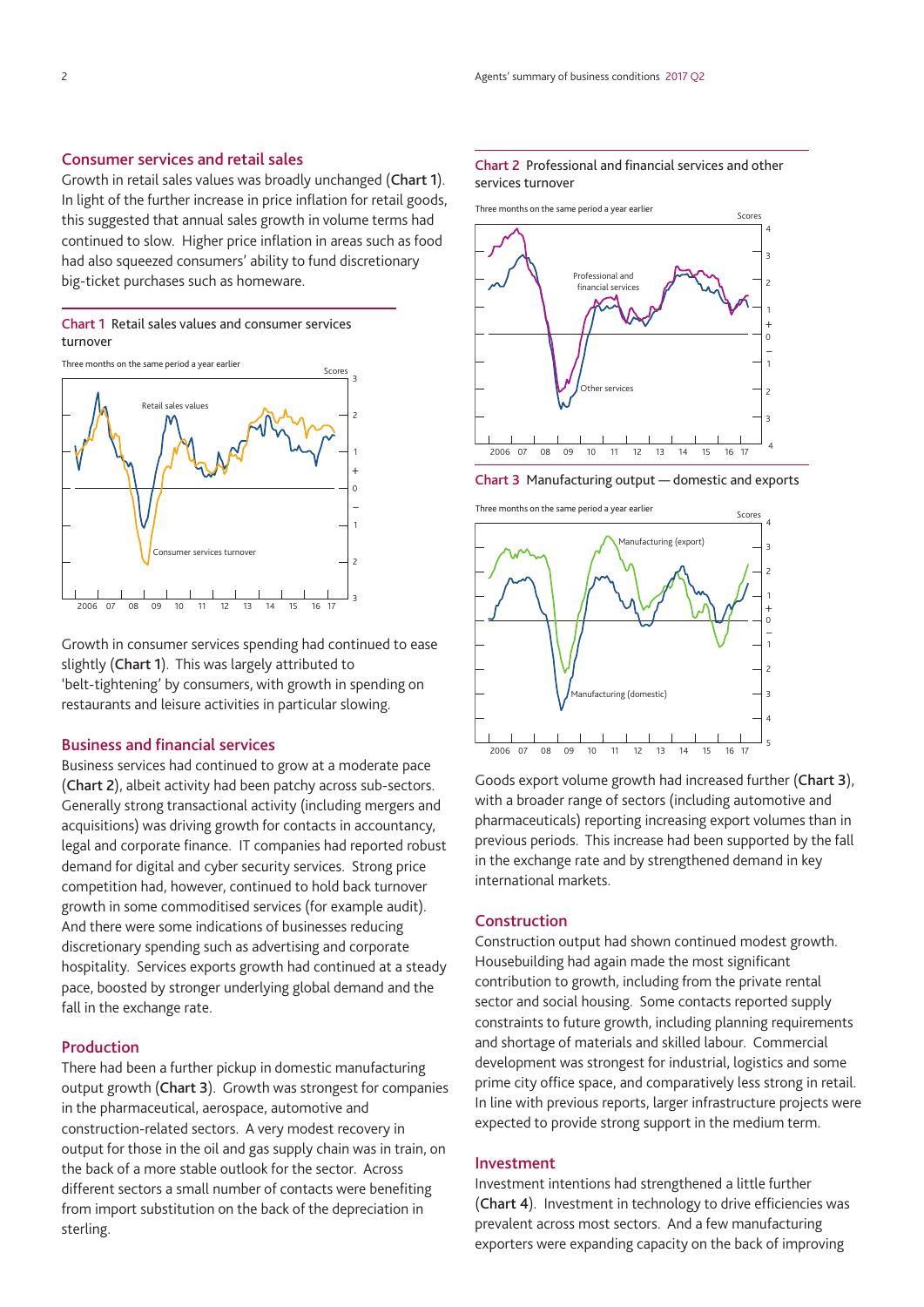## Consumer services and retail sales

Growth in retail sales values was broadly unchanged (**Chart 1**). In light of the further increase in price inflation for retail goods, this suggested that annual sales growth in volume terms had continued to slow. Higher price inflation in areas such as food had also squeezed consumers' ability to fund discretionary big-ticket purchases such as homeware.

**Chart 1** Retail sales values and consumer services turnover

Growth in consumer services spending had continued to ease slightly (**Chart 1**). This was largely attributed to 'belt-tightening' by consumers, with growth in spending on restaurants and leisure activities in particular slowing.

## Business and financial services

Business services had continued to grow at a moderate pace (**Chart 2**), albeit activity had been patchy across sub-sectors. Generally strong transactional activity (including mergers and acquisitions) was driving growth for contacts in accountancy, legal and corporate finance. IT companies had reported robust demand for digital and cyber security services. Strong price competition had, however, continued to hold back turnover growth in some commoditised services (for example audit). And there were some indications of businesses reducing discretionary spending such as advertising and corporate hospitality. Services exports growth had continued at a steady pace, boosted by stronger underlying global demand and the fall in the exchange rate.

## Production

There had been a further pickup in domestic manufacturing output growth (**Chart 3**). Growth was strongest for companies in the pharmaceutical, aerospace, automotive and construction-related sectors. A very modest recovery in output for those in the oil and gas supply chain was in train, on the back of a more stable outlook for the sector. Across different sectors a small number of contacts were benefiting from import substitution on the back of the depreciation in sterling.

**Chart 2** Professional and financial services and other services turnover

**Chart 3** Manufacturing output — domestic and exports

Goods export volume growth had increased further (**Chart 3**), with a broader range of sectors (including automotive and pharmaceuticals) reporting increasing export volumes than in previous periods. This increase had been supported by the fall in the exchange rate and by strengthened demand in key international markets.

## Construction

Construction output had shown continued modest growth. Housebuilding had again made the most significant contribution to growth, including from the private rental sector and social housing. Some contacts reported supply constraints to future growth, including planning requirements and shortage of materials and skilled labour. Commercial development was strongest for industrial, logistics and some prime city office space, and comparatively less strong in retail. In line with previous reports, larger infrastructure projects were expected to provide strong support in the medium term.

## Investment

Investment intentions had strengthened a little further (**Chart 4**). Investment in technology to drive efficiencies was prevalent across most sectors. And a few manufacturing exporters were expanding capacity on the back of improving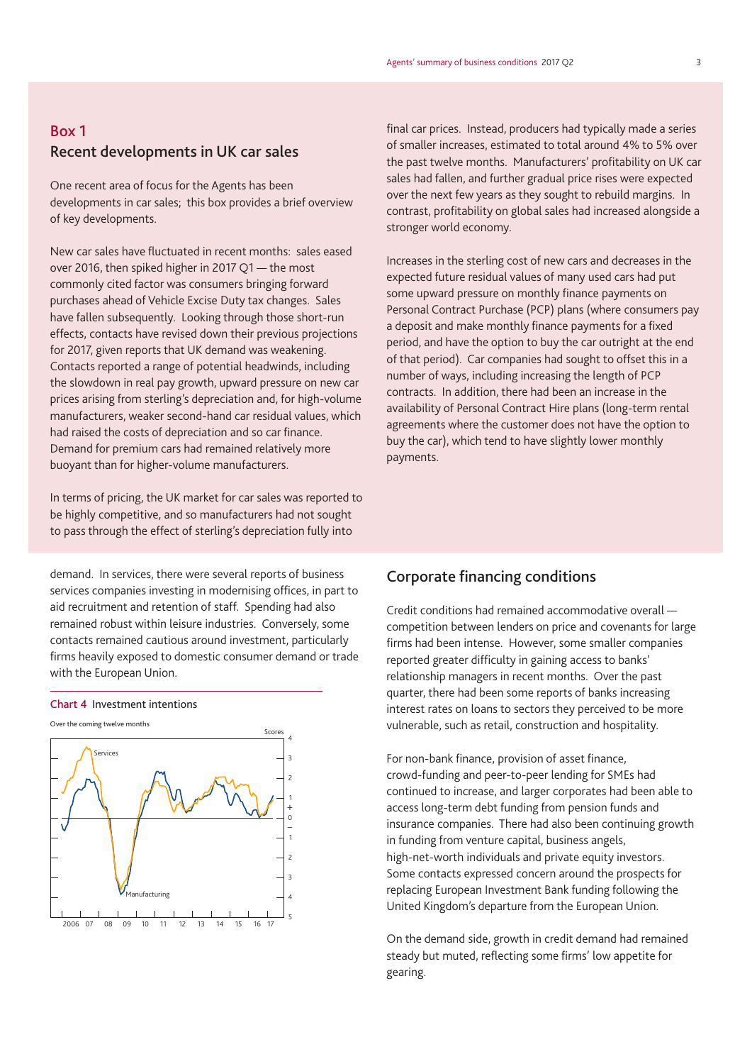## Box 1
### Recent developments in UK car sales

One recent area of focus for the Agents has been developments in car sales; this box provides a brief overview of key developments.

New car sales have fluctuated in recent months: sales eased over 2016, then spiked higher in 2017 Q1 — the most commonly cited factor was consumers bringing forward purchases ahead of Vehicle Excise Duty tax changes. Sales have fallen subsequently. Looking through those short-run effects, contacts have revised down their previous projections for 2017, given reports that UK demand was weakening. Contacts reported a range of potential headwinds, including the slowdown in real pay growth, upward pressure on new car prices arising from sterling's depreciation and, for high-volume manufacturers, weaker second-hand car residual values, which had raised the costs of depreciation and so car finance. Demand for premium cars had remained relatively more buoyant than for higher-volume manufacturers.

In terms of pricing, the UK market for car sales was reported to be highly competitive, and so manufacturers had not sought to pass through the effect of sterling's depreciation fully into final car prices. Instead, producers had typically made a series of smaller increases, estimated to total around 4% to 5% over the past twelve months. Manufacturers' profitability on UK car sales had fallen, and further gradual price rises were expected over the next few years as they sought to rebuild margins. In contrast, profitability on global sales had increased alongside a stronger world economy.

Increases in the sterling cost of new cars and decreases in the expected future residual values of many used cars had put some upward pressure on monthly finance payments on Personal Contract Purchase (PCP) plans (where consumers pay a deposit and make monthly finance payments for a fixed period, and have the option to buy the car outright at the end of that period). Car companies had sought to offset this in a number of ways, including increasing the length of PCP contracts. In addition, there had been an increase in the availability of Personal Contract Hire plans (long-term rental agreements where the customer does not have the option to buy the car), which tend to have slightly lower monthly payments.

demand. In services, there were several reports of business services companies investing in modernising offices, in part to aid recruitment and retention of staff. Spending had also remained robust within leisure industries. Conversely, some contacts remained cautious around investment, particularly firms heavily exposed to domestic consumer demand or trade with the European Union.

**Chart 4** Investment intentions

Over the coming twelve months

## Corporate financing conditions

Credit conditions had remained accommodative overall — competition between lenders on price and covenants for large firms had been intense. However, some smaller companies reported greater difficulty in gaining access to banks' relationship managers in recent months. Over the past quarter, there had been some reports of banks increasing interest rates on loans to sectors they perceived to be more vulnerable, such as retail, construction and hospitality.

For non-bank finance, provision of asset finance, crowd-funding and peer-to-peer lending for SMEs had continued to increase, and larger corporates had been able to access long-term debt funding from pension funds and insurance companies. There had also been continuing growth in funding from venture capital, business angels, high-net-worth individuals and private equity investors. Some contacts expressed concern around the prospects for replacing European Investment Bank funding following the United Kingdom's departure from the European Union.

On the demand side, growth in credit demand had remained steady but muted, reflecting some firms' low appetite for gearing.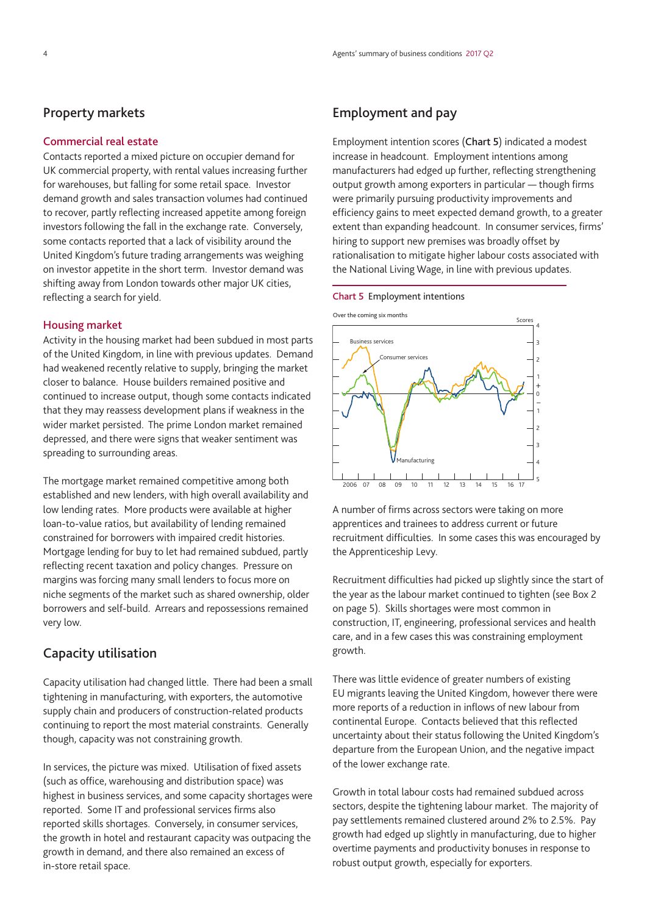## Property markets

### Commercial real estate

Contacts reported a mixed picture on occupier demand for UK commercial property, with rental values increasing further for warehouses, but falling for some retail space. Investor demand growth and sales transaction volumes had continued to recover, partly reflecting increased appetite among foreign investors following the fall in the exchange rate. Conversely, some contacts reported that a lack of visibility around the United Kingdom's future trading arrangements was weighing on investor appetite in the short term. Investor demand was shifting away from London towards other major UK cities, reflecting a search for yield.

### Housing market

Activity in the housing market had been subdued in most parts of the United Kingdom, in line with previous updates. Demand had weakened recently relative to supply, bringing the market closer to balance. House builders remained positive and continued to increase output, though some contacts indicated that they may reassess development plans if weakness in the wider market persisted. The prime London market remained depressed, and there were signs that weaker sentiment was spreading to surrounding areas.

The mortgage market remained competitive among both established and new lenders, with high overall availability and low lending rates. More products were available at higher loan-to-value ratios, but availability of lending remained constrained for borrowers with impaired credit histories. Mortgage lending for buy to let had remained subdued, partly reflecting recent taxation and policy changes. Pressure on margins was forcing many small lenders to focus more on niche segments of the market such as shared ownership, older borrowers and self-build. Arrears and repossessions remained very low.

## Capacity utilisation

Capacity utilisation had changed little. There had been a small tightening in manufacturing, with exporters, the automotive supply chain and producers of construction-related products continuing to report the most material constraints. Generally though, capacity was not constraining growth.

In services, the picture was mixed. Utilisation of fixed assets (such as office, warehousing and distribution space) was highest in business services, and some capacity shortages were reported. Some IT and professional services firms also reported skills shortages. Conversely, in consumer services, the growth in hotel and restaurant capacity was outpacing the growth in demand, and there also remained an excess of in-store retail space.

## Employment and pay

Employment intention scores (**Chart 5**) indicated a modest increase in headcount. Employment intentions among manufacturers had edged up further, reflecting strengthening output growth among exporters in particular — though firms were primarily pursuing productivity improvements and efficiency gains to meet expected demand growth, to a greater extent than expanding headcount. In consumer services, firms' hiring to support new premises was broadly offset by rationalisation to mitigate higher labour costs associated with the National Living Wage, in line with previous updates.

**Chart 5** Employment intentions

A number of firms across sectors were taking on more apprentices and trainees to address current or future recruitment difficulties. In some cases this was encouraged by the Apprenticeship Levy.

Recruitment difficulties had picked up slightly since the start of the year as the labour market continued to tighten (see Box 2 on page 5). Skills shortages were most common in construction, IT, engineering, professional services and health care, and in a few cases this was constraining employment growth.

There was little evidence of greater numbers of existing EU migrants leaving the United Kingdom, however there were more reports of a reduction in inflows of new labour from continental Europe. Contacts believed that this reflected uncertainty about their status following the United Kingdom's departure from the European Union, and the negative impact of the lower exchange rate.

Growth in total labour costs had remained subdued across sectors, despite the tightening labour market. The majority of pay settlements remained clustered around 2% to 2.5%. Pay growth had edged up slightly in manufacturing, due to higher overtime payments and productivity bonuses in response to robust output growth, especially for exporters.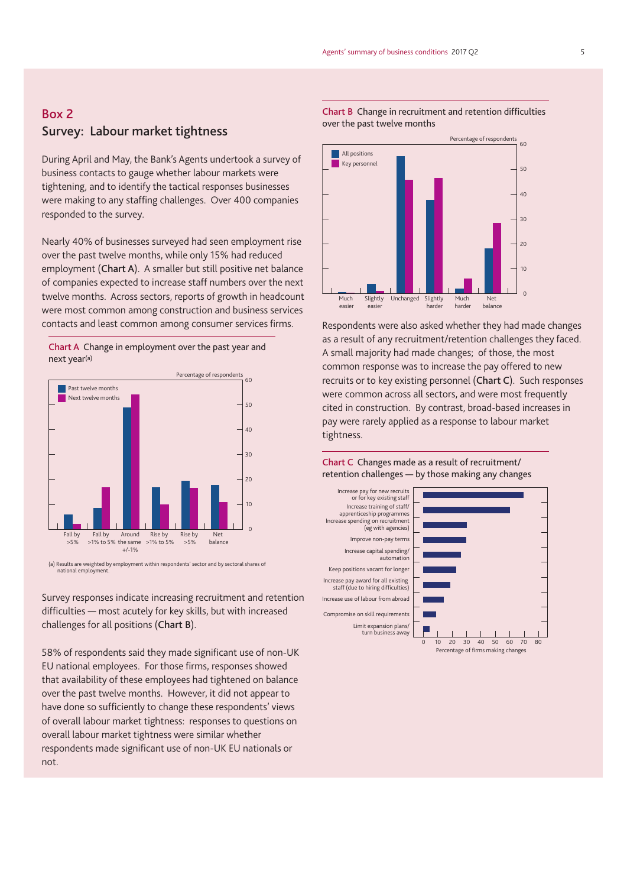## Box 2

## Survey: Labour market tightness

During April and May, the Bank's Agents undertook a survey of business contacts to gauge whether labour markets were tightening, and to identify the tactical responses businesses were making to any staffing challenges. Over 400 companies responded to the survey.

Nearly 40% of businesses surveyed had seen employment rise over the past twelve months, while only 15% had reduced employment (**Chart A**). A smaller but still positive net balance of companies expected to increase staff numbers over the next twelve months. Across sectors, reports of growth in headcount were most common among construction and business services contacts and least common among consumer services firms.

**Chart A** Change in employment over the past year and next year(a)

Percentage of respondents

Past twelve months / Next twelve months

Fall by >5% | Fall by >1% to 5% | Around the same +/-1% | Rise by >1% to 5% | Rise by >5% | Net balance

(a) Results are weighted by employment within respondents' sector and by sectoral shares of national employment.

Survey responses indicate increasing recruitment and retention difficulties — most acutely for key skills, but with increased challenges for all positions (**Chart B**).

58% of respondents said they made significant use of non-UK EU national employees. For those firms, responses showed that availability of these employees had tightened on balance over the past twelve months. However, it did not appear to have done so sufficiently to change these respondents' views of overall labour market tightness: responses to questions on overall labour market tightness were similar whether respondents made significant use of non-UK EU nationals or not.

**Chart B** Change in recruitment and retention difficulties over the past twelve months

Percentage of respondents

All positions / Key personnel

Much easier | Slightly easier | Unchanged | Slightly harder | Much harder | Net balance

Respondents were also asked whether they had made changes as a result of any recruitment/retention challenges they faced. A small majority had made changes; of those, the most common response was to increase the pay offered to new recruits or to key existing personnel (**Chart C**). Such responses were common across all sectors, and were most frequently cited in construction. By contrast, broad-based increases in pay were rarely applied as a response to labour market tightness.

**Chart C** Changes made as a result of recruitment/retention challenges — by those making any changes

- Increase pay for new recruits or for key existing staff
- Increase training of staff/apprenticeship programmes
- Increase spending on recruitment (eg with agencies)
- Improve non-pay terms
- Increase capital spending/automation
- Keep positions vacant for longer
- Increase pay award for all existing staff (due to hiring difficulties)
- Increase use of labour from abroad
- Compromise on skill requirements
- Limit expansion plans/turn business away

Percentage of firms making changes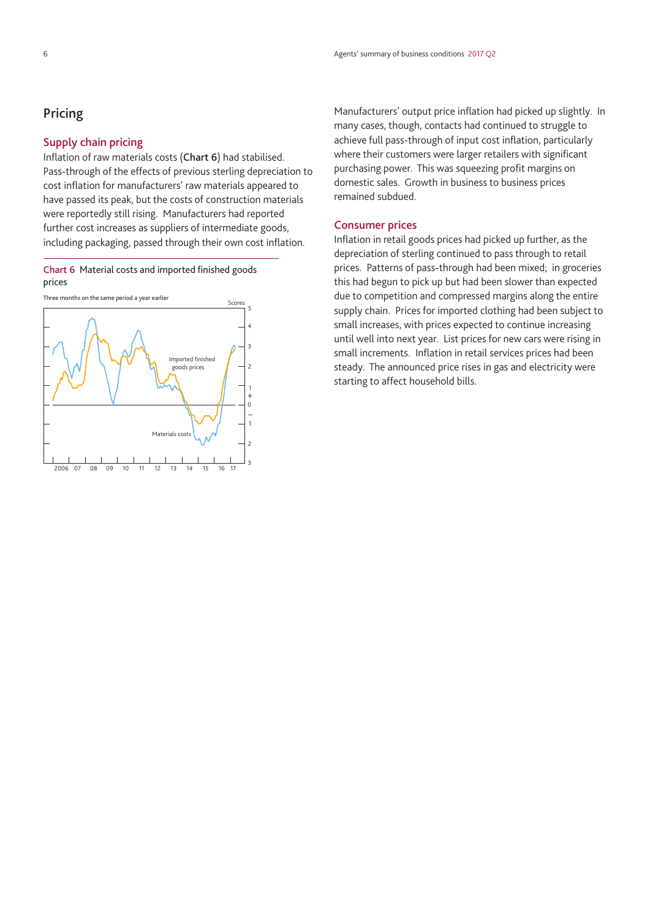## Pricing

### Supply chain pricing

Inflation of raw materials costs (**Chart 6**) had stabilised. Pass-through of the effects of previous sterling depreciation to cost inflation for manufacturers' raw materials appeared to have passed its peak, but the costs of construction materials were reportedly still rising. Manufacturers had reported further cost increases as suppliers of intermediate goods, including packaging, passed through their own cost inflation.

Chart 6 Material costs and imported finished goods prices

Three months on the same period a year earlier

Scores

5
4
3
2
1
+
0
–
1
2
3

Imported finished goods prices

Materials costs

2006 07 08 09 10 11 12 13 14 15 16 17

Manufacturers' output price inflation had picked up slightly. In many cases, though, contacts had continued to struggle to achieve full pass-through of input cost inflation, particularly where their customers were larger retailers with significant purchasing power. This was squeezing profit margins on domestic sales. Growth in business to business prices remained subdued.

### Consumer prices

Inflation in retail goods prices had picked up further, as the depreciation of sterling continued to pass through to retail prices. Patterns of pass-through had been mixed; in groceries this had begun to pick up but had been slower than expected due to competition and compressed margins along the entire supply chain. Prices for imported clothing had been subject to small increases, with prices expected to continue increasing until well into next year. List prices for new cars were rising in small increments. Inflation in retail services prices had been steady. The announced price rises in gas and electricity were starting to affect household bills.